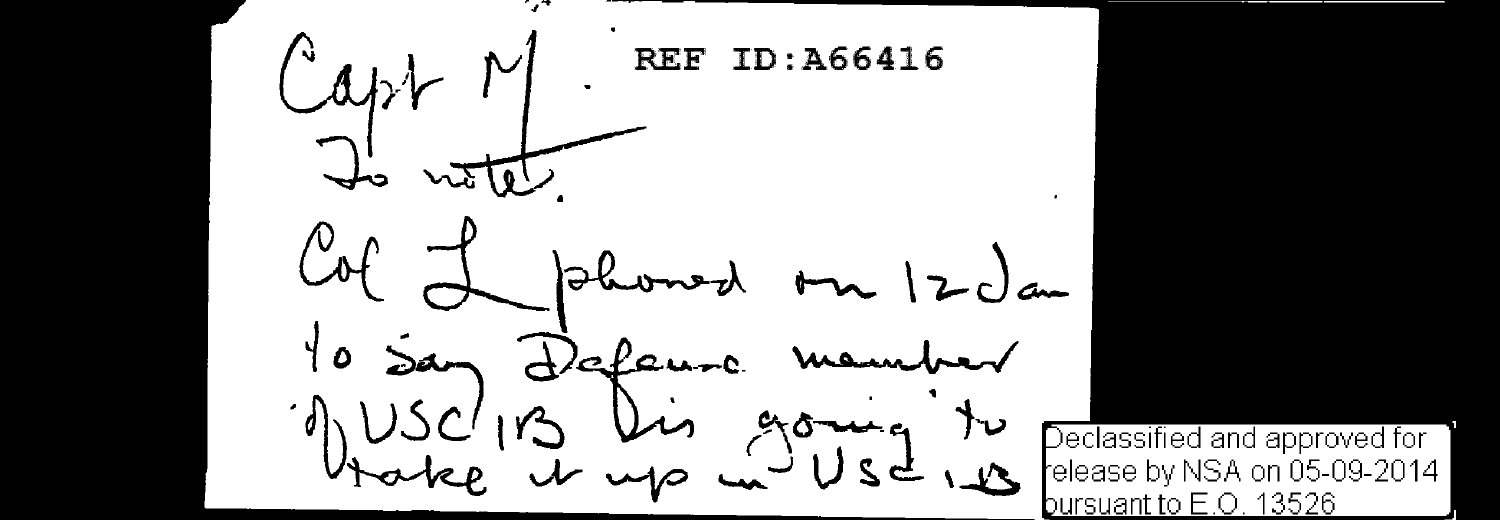REF ID:A66416

Capt M

To note.

Col L phoned on 12 Jan to say Defense member of USCIB is going to take it up in USCIB

Declassified and approved for release by NSA on 05-09-2014 pursuant to E.O. 13526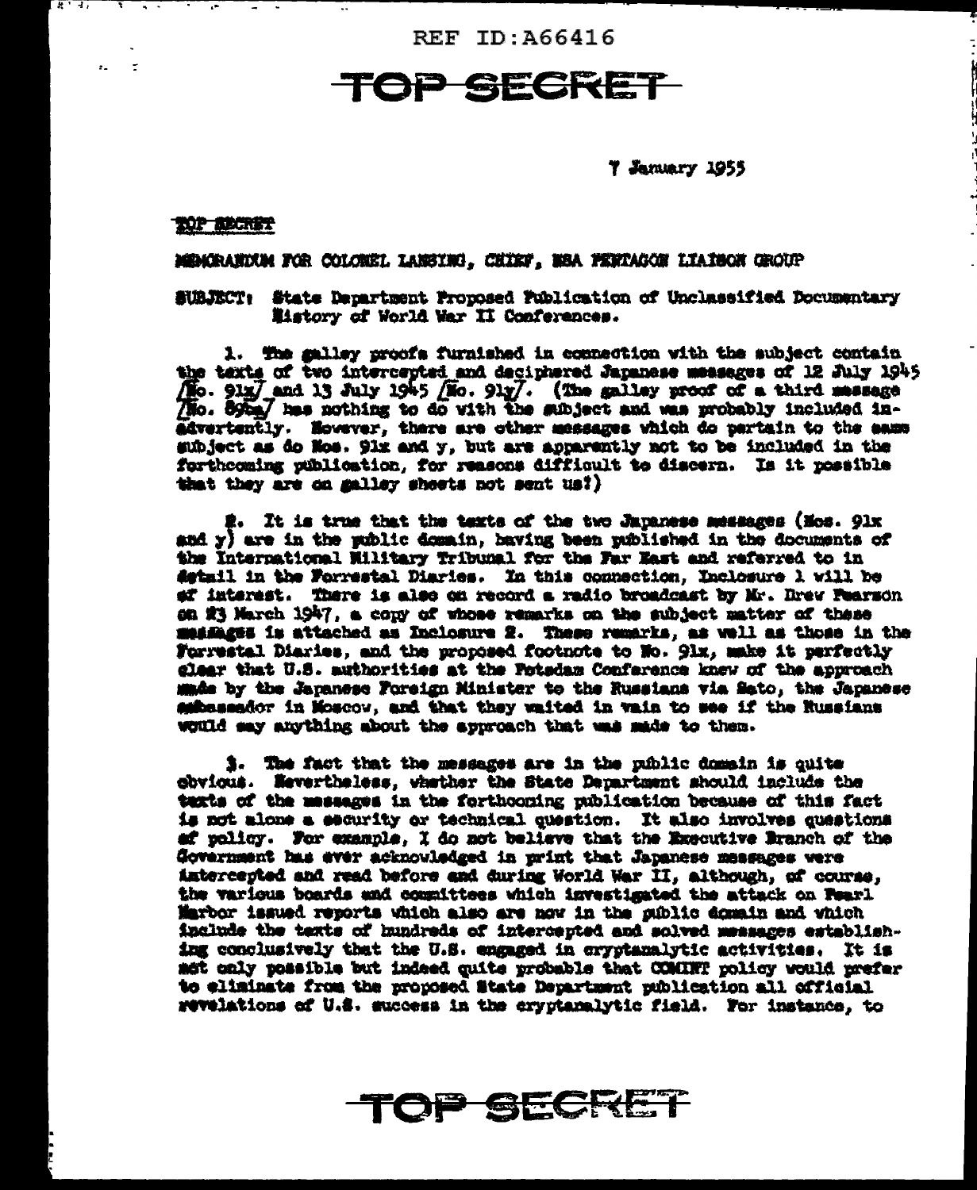REF ID:A66416

# TOP SECRET

7 January 1955

TOP SECRET

MEMORANDUM FOR COLONEL LANSING, CHIEF, NSA PENTAGON LIAISON GROUP

SUBJECT: State Department Proposed Publication of Unclassified Documentary History of World War II Conferences.

1. The galley proofs furnished in connection with the subject contain the texts of two intercepted and deciphered Japanese messages of 12 July 1945 [No. 91x] and 13 July 1945 [No. 91y]. (The galley proof of a third message [No. 89ba] has nothing to do with the subject and was probably included inadvertently. However, there are other messages which do pertain to the same subject as do Nos. 91x and y, but are apparently not to be included in the forthcoming publication, for reasons difficult to discern. Is it possible that they are on galley sheets not sent us?)

2. It is true that the texts of the two Japanese messages (Nos. 91x and y) are in the public domain, having been published in the documents of the International Military Tribunal for the Far East and referred to in detail in the Forrestal Diaries. In this connection, Inclosure 1 will be of interest. There is also on record a radio broadcast by Mr. Drew Pearson on 23 March 1947, a copy of whose remarks on the subject matter of these messages is attached as Inclosure 2. These remarks, as well as those in the Forrestal Diaries, and the proposed footnote to No. 91x, make it perfectly clear that U.S. authorities at the Potsdam Conference knew of the approach made by the Japanese Foreign Minister to the Russians via Sato, the Japanese ambassador in Moscow, and that they waited in vain to see if the Russians would say anything about the approach that was made to them.

3. The fact that the messages are in the public domain is quite obvious. Nevertheless, whether the State Department should include the texts of the messages in the forthcoming publication because of this fact is not alone a security or technical question. It also involves questions of policy. For example, I do not believe that the Executive Branch of the Government has ever acknowledged in print that Japanese messages were intercepted and read before and during World War II, although, of course, the various boards and committees which investigated the attack on Pearl Harbor issued reports which also are now in the public domain and which include the texts of hundreds of intercepted and solved messages establishing conclusively that the U.S. engaged in cryptanalytic activities. It is not only possible but indeed quite probable that COMINT policy would prefer to eliminate from the proposed State Department publication all official revelations of U.S. success in the cryptanalytic field. For instance, to

# TOP SECRET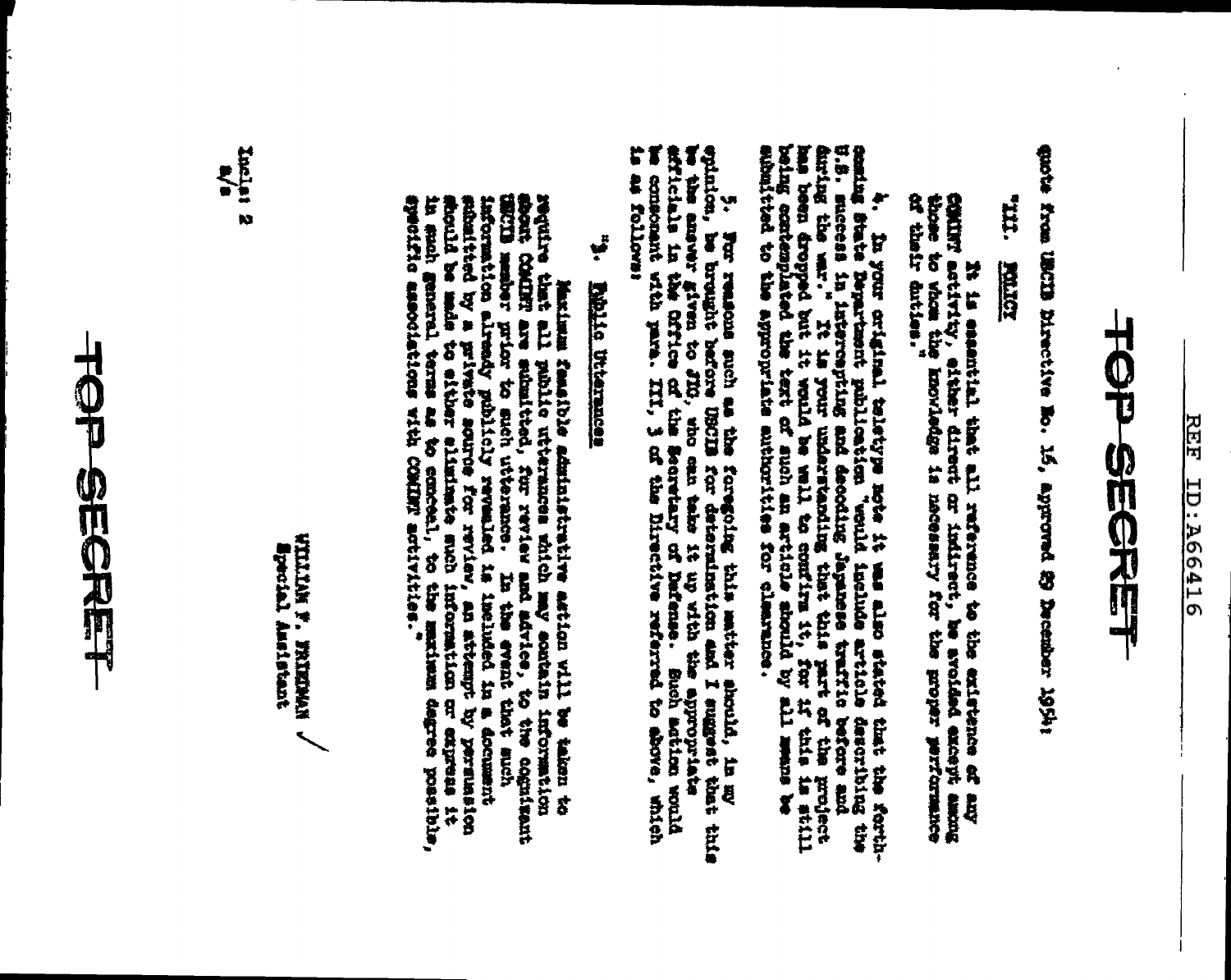TOP SECRET

quote from USCIB Directive No. 15, approved 29 December 1954:

"III. POLICY

It is essential that all reference to the existence of any COMINT activity, either direct or indirect, be avoided except among those to whom the knowledge is necessary for the proper performance of their duties."

4. In your original teletype note it was also stated that the forthcoming State Department publication "would include article describing the U.S. success in intercepting and decoding Japanese traffic before and during the war." It is your understanding that this part of the project has been dropped but it would be well to confirm it, for if this is still being contemplated the text of such an article should by all means be submitted to the appropriate authorities for clearance.

5. For reasons such as the foregoing this matter should, in my opinion, be brought before USCIB for determination and I suggest that this be the answer given to JID, who can take it up with the appropriate officials in the Office of the Secretary of Defense. Such action would be consonant with para. III, 3 of the Directive referred to above, which is as follows:

"3. Public Utterances

Maximum feasible administrative action will be taken to require that all public utterances which may contain information about COMINT are submitted, for review and advice, to the cognizant USCIB member prior to such utterance. In the event that such information already publicly revealed is included in a document submitted by a private source for review, an attempt by persuasion should be made to either eliminate such information or express it in such general terms as to conceal, to the maximum degree possible, specific associations with COMINT activities."

WILLIAM F. FRIEDMAN
Special Assistant

Incls: 2
a/s

TOP SECRET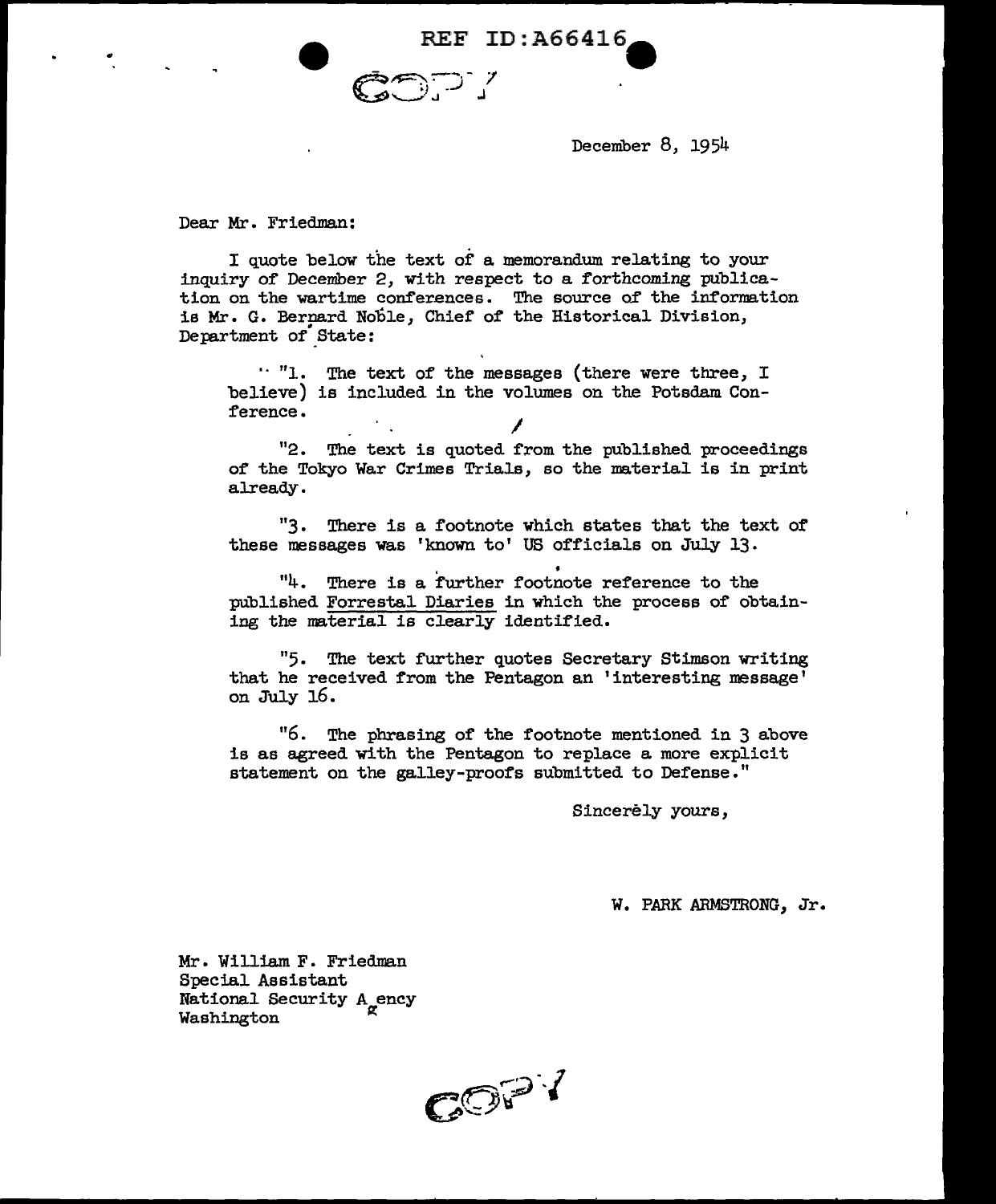REF ID:A66416

COPY

December 8, 1954

Dear Mr. Friedman:

I quote below the text of a memorandum relating to your inquiry of December 2, with respect to a forthcoming publication on the wartime conferences. The source of the information is Mr. G. Bernard Noble, Chief of the Historical Division, Department of State:

"1. The text of the messages (there were three, I believe) is included in the volumes on the Potsdam Conference.

"2. The text is quoted from the published proceedings of the Tokyo War Crimes Trials, so the material is in print already.

"3. There is a footnote which states that the text of these messages was 'known to' US officials on July 13.

"4. There is a further footnote reference to the published Forrestal Diaries in which the process of obtaining the material is clearly identified.

"5. The text further quotes Secretary Stimson writing that he received from the Pentagon an 'interesting message' on July 16.

"6. The phrasing of the footnote mentioned in 3 above is as agreed with the Pentagon to replace a more explicit statement on the galley-proofs submitted to Defense."

Sincerely yours,

W. PARK ARMSTRONG, Jr.

Mr. William F. Friedman
Special Assistant
National Security Agency
Washington

COPY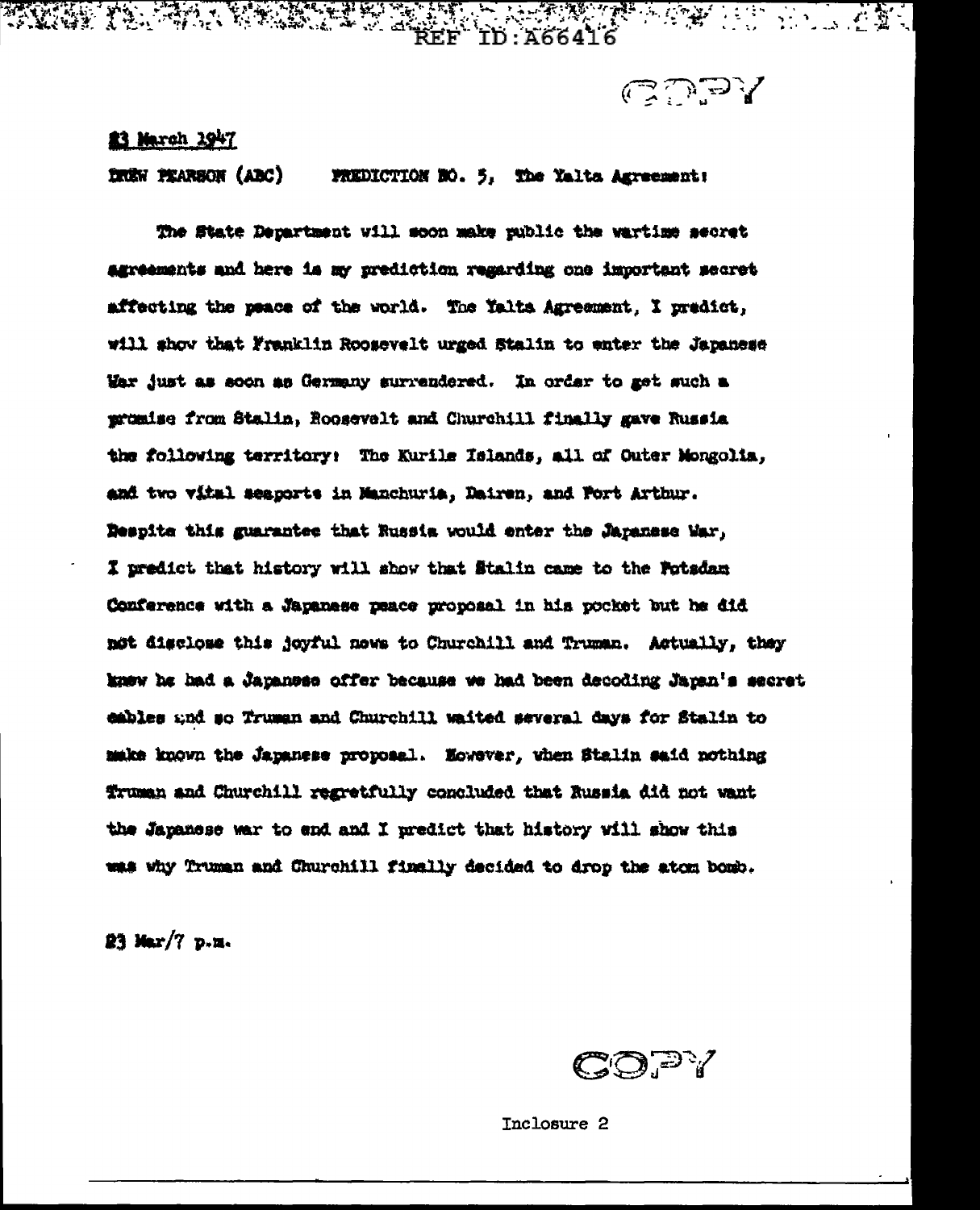REF ID:A66416

COPY

23 March 1947

DREW PEARSON (ABC) PREDICTION NO. 5, The Yalta Agreement:

The State Department will soon make public the wartime secret agreements and here is my prediction regarding one important secret affecting the peace of the world. The Yalta Agreement, I predict, will show that Franklin Roosevelt urged Stalin to enter the Japanese War just as soon as Germany surrendered. In order to get such a promise from Stalin, Roosevelt and Churchill finally gave Russia the following territory: The Kurile Islands, all of Outer Mongolia, and two vital seaports in Manchuria, Dairen, and Port Arthur. Despite this guarantee that Russia would enter the Japanese War, I predict that history will show that Stalin came to the Potsdam Conference with a Japanese peace proposal in his pocket but he did not disclose this joyful news to Churchill and Truman. Actually, they knew he had a Japanese offer because we had been decoding Japan's secret cables and so Truman and Churchill waited several days for Stalin to make known the Japanese proposal. However, when Stalin said nothing Truman and Churchill regretfully concluded that Russia did not want the Japanese war to end and I predict that history will show this was why Truman and Churchill finally decided to drop the atom bomb.

23 Mar/7 p.m.

COPY

Inclosure 2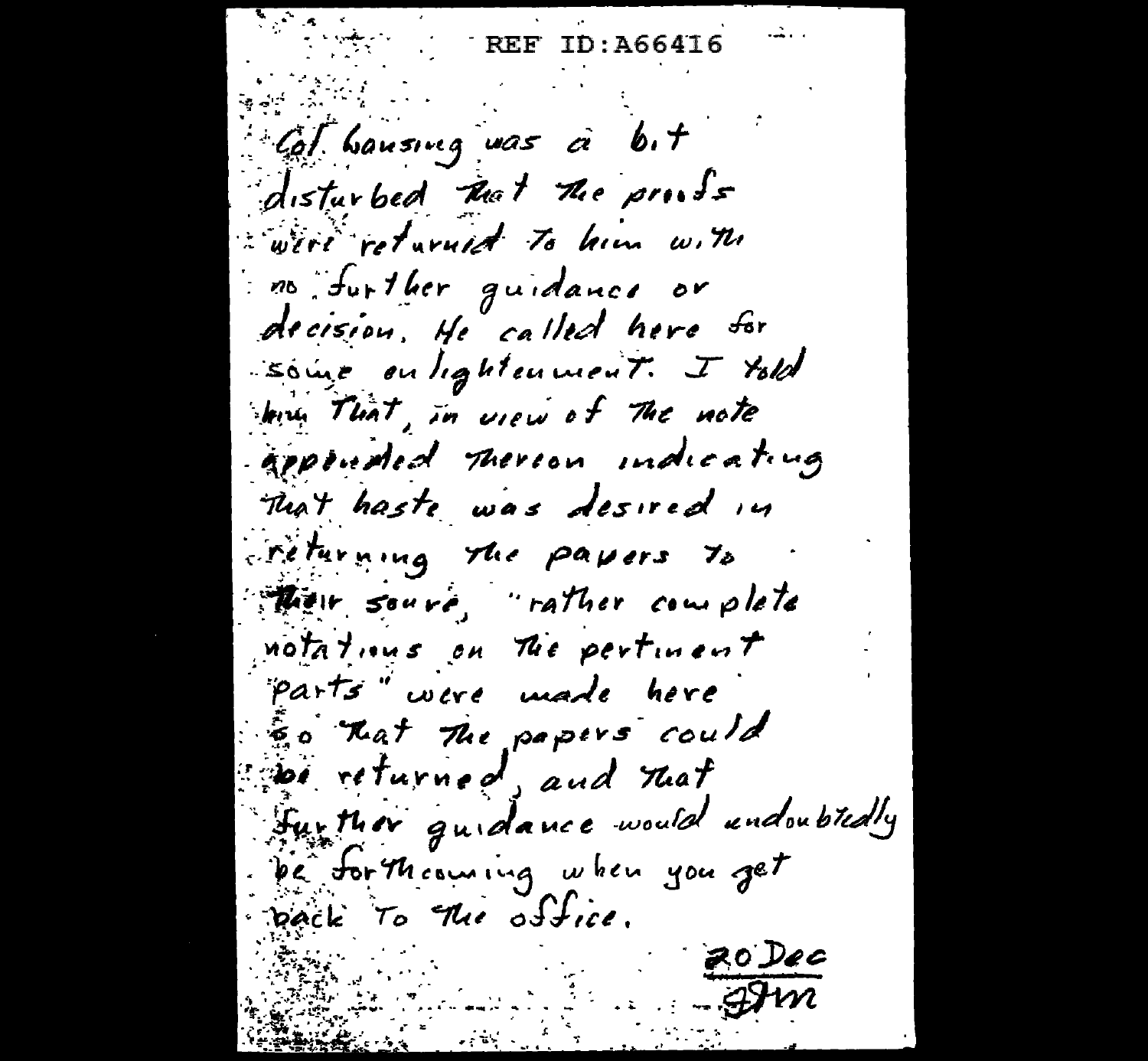REF ID:A66416

Col. Lansing was a bit disturbed that the proofs were returned to him with no further guidance or decision. He called here for some enlightenment. I told him that, in view of the note appended thereon indicating that haste was desired in returning the papers to their soure, "rather complete notations on the pertinent parts" were made here so that the papers could be returned, and that further guidance would undoubtedly be forthcoming when you get back to the office.

20 Dec

JIM